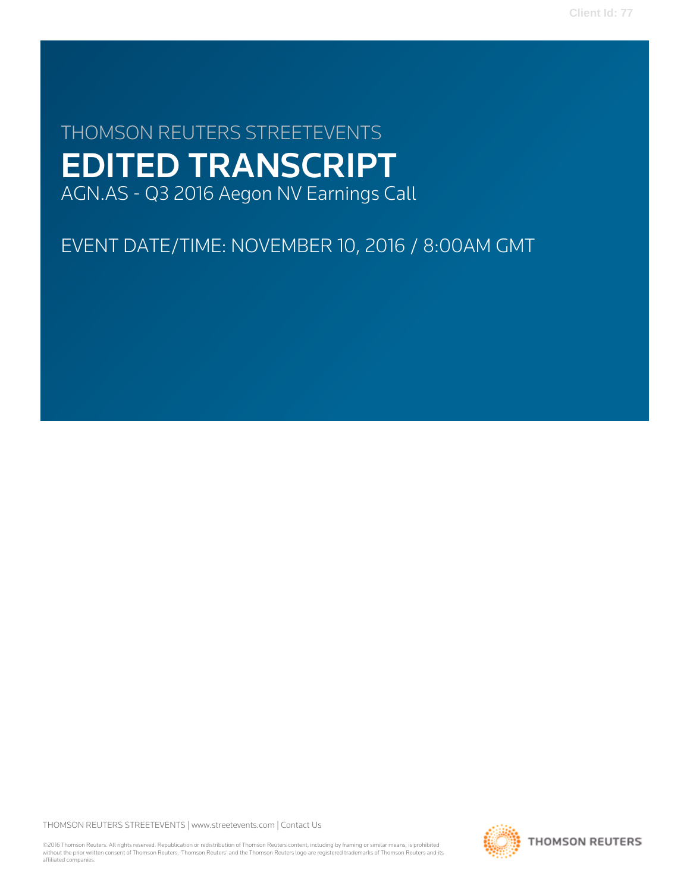THOMSON REUTERS STREETEVENTS

# EDITED TRANSCRIPT

AGN.AS - Q3 2016 Aegon NV Earnings Call

EVENT DATE/TIME: NOVEMBER 10, 2016 / 8:00AM GMT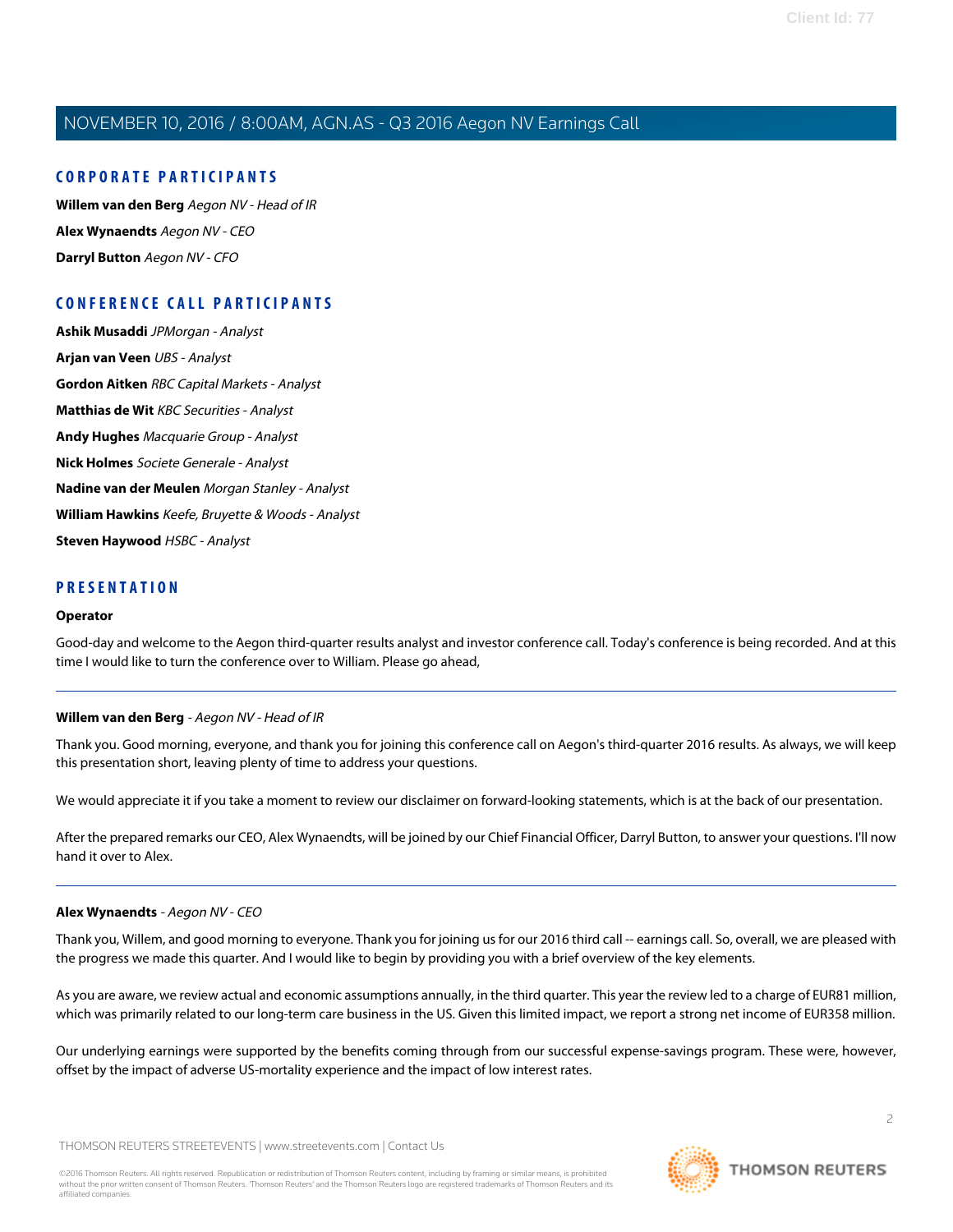## CORPORATE PARTICIPANTS

**Willem van den Berg** *Aegon NV - Head of IR*

**Alex Wynaendts** *Aegon NV - CEO*

**Darryl Button** *Aegon NV - CFO*

## CONFERENCE CALL PARTICIPANTS

**Ashik Musaddi** *JPMorgan - Analyst*

**Arjan van Veen** *UBS - Analyst*

**Gordon Aitken** *RBC Capital Markets - Analyst*

**Matthias de Wit** *KBC Securities - Analyst*

**Andy Hughes** *Macquarie Group - Analyst*

**Nick Holmes** *Societe Generale - Analyst*

**Nadine van der Meulen** *Morgan Stanley - Analyst*

**William Hawkins** *Keefe, Bruyette & Woods - Analyst*

**Steven Haywood** *HSBC - Analyst*

## PRESENTATION

**Operator**

Good-day and welcome to the Aegon third-quarter results analyst and investor conference call. Today's conference is being recorded. And at this time I would like to turn the conference over to William. Please go ahead,

---

**Willem van den Berg** - *Aegon NV - Head of IR*

Thank you. Good morning, everyone, and thank you for joining this conference call on Aegon's third-quarter 2016 results. As always, we will keep this presentation short, leaving plenty of time to address your questions.

We would appreciate it if you take a moment to review our disclaimer on forward-looking statements, which is at the back of our presentation.

After the prepared remarks our CEO, Alex Wynaendts, will be joined by our Chief Financial Officer, Darryl Button, to answer your questions. I'll now hand it over to Alex.

---

**Alex Wynaendts** - *Aegon NV - CEO*

Thank you, Willem, and good morning to everyone. Thank you for joining us for our 2016 third call -- earnings call. So, overall, we are pleased with the progress we made this quarter. And I would like to begin by providing you with a brief overview of the key elements.

As you are aware, we review actual and economic assumptions annually, in the third quarter. This year the review led to a charge of EUR81 million, which was primarily related to our long-term care business in the US. Given this limited impact, we report a strong net income of EUR358 million.

Our underlying earnings were supported by the benefits coming through from our successful expense-savings program. These were, however, offset by the impact of adverse US-mortality experience and the impact of low interest rates.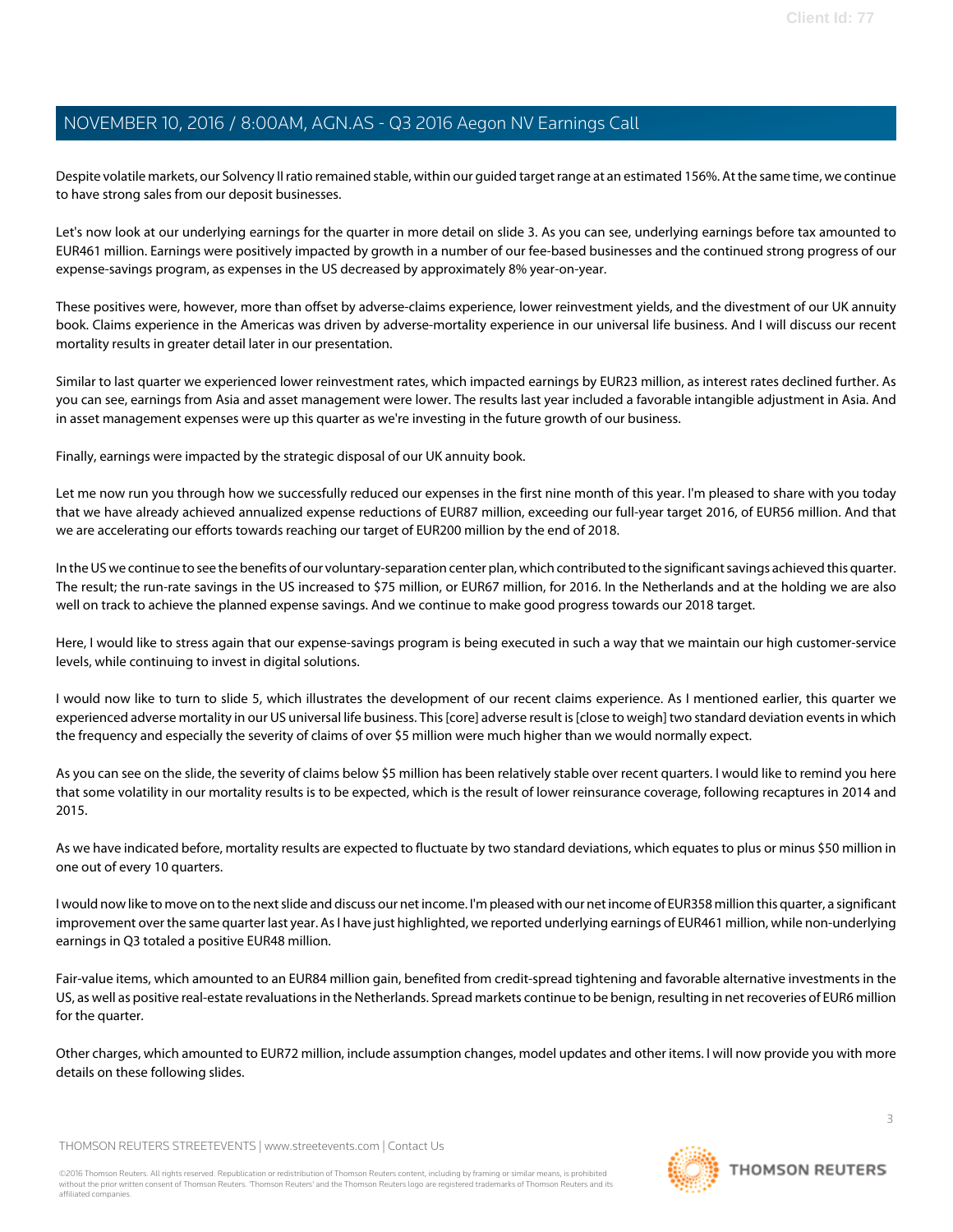Despite volatile markets, our Solvency II ratio remained stable, within our guided target range at an estimated 156%. At the same time, we continue to have strong sales from our deposit businesses.

Let's now look at our underlying earnings for the quarter in more detail on slide 3. As you can see, underlying earnings before tax amounted to EUR461 million. Earnings were positively impacted by growth in a number of our fee-based businesses and the continued strong progress of our expense-savings program, as expenses in the US decreased by approximately 8% year-on-year.

These positives were, however, more than offset by adverse-claims experience, lower reinvestment yields, and the divestment of our UK annuity book. Claims experience in the Americas was driven by adverse-mortality experience in our universal life business. And I will discuss our recent mortality results in greater detail later in our presentation.

Similar to last quarter we experienced lower reinvestment rates, which impacted earnings by EUR23 million, as interest rates declined further. As you can see, earnings from Asia and asset management were lower. The results last year included a favorable intangible adjustment in Asia. And in asset management expenses were up this quarter as we're investing in the future growth of our business.

Finally, earnings were impacted by the strategic disposal of our UK annuity book.

Let me now run you through how we successfully reduced our expenses in the first nine month of this year. I'm pleased to share with you today that we have already achieved annualized expense reductions of EUR87 million, exceeding our full-year target 2016, of EUR56 million. And that we are accelerating our efforts towards reaching our target of EUR200 million by the end of 2018.

In the US we continue to see the benefits of our voluntary-separation center plan, which contributed to the significant savings achieved this quarter. The result; the run-rate savings in the US increased to $75 million, or EUR67 million, for 2016. In the Netherlands and at the holding we are also well on track to achieve the planned expense savings. And we continue to make good progress towards our 2018 target.

Here, I would like to stress again that our expense-savings program is being executed in such a way that we maintain our high customer-service levels, while continuing to invest in digital solutions.

I would now like to turn to slide 5, which illustrates the development of our recent claims experience. As I mentioned earlier, this quarter we experienced adverse mortality in our US universal life business. This [core] adverse result is [close to weigh] two standard deviation events in which the frequency and especially the severity of claims of over $5 million were much higher than we would normally expect.

As you can see on the slide, the severity of claims below $5 million has been relatively stable over recent quarters. I would like to remind you here that some volatility in our mortality results is to be expected, which is the result of lower reinsurance coverage, following recaptures in 2014 and 2015.

As we have indicated before, mortality results are expected to fluctuate by two standard deviations, which equates to plus or minus $50 million in one out of every 10 quarters.

I would now like to move on to the next slide and discuss our net income. I'm pleased with our net income of EUR358 million this quarter, a significant improvement over the same quarter last year. As I have just highlighted, we reported underlying earnings of EUR461 million, while non-underlying earnings in Q3 totaled a positive EUR48 million.

Fair-value items, which amounted to an EUR84 million gain, benefited from credit-spread tightening and favorable alternative investments in the US, as well as positive real-estate revaluations in the Netherlands. Spread markets continue to be benign, resulting in net recoveries of EUR6 million for the quarter.

Other charges, which amounted to EUR72 million, include assumption changes, model updates and other items. I will now provide you with more details on these following slides.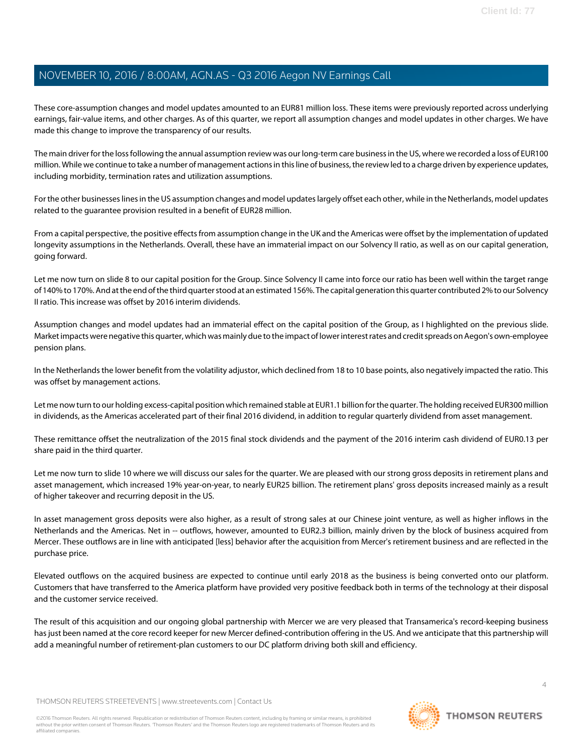These core-assumption changes and model updates amounted to an EUR81 million loss. These items were previously reported across underlying earnings, fair-value items, and other charges. As of this quarter, we report all assumption changes and model updates in other charges. We have made this change to improve the transparency of our results.

The main driver for the loss following the annual assumption review was our long-term care business in the US, where we recorded a loss of EUR100 million. While we continue to take a number of management actions in this line of business, the review led to a charge driven by experience updates, including morbidity, termination rates and utilization assumptions.

For the other businesses lines in the US assumption changes and model updates largely offset each other, while in the Netherlands, model updates related to the guarantee provision resulted in a benefit of EUR28 million.

From a capital perspective, the positive effects from assumption change in the UK and the Americas were offset by the implementation of updated longevity assumptions in the Netherlands. Overall, these have an immaterial impact on our Solvency II ratio, as well as on our capital generation, going forward.

Let me now turn on slide 8 to our capital position for the Group. Since Solvency II came into force our ratio has been well within the target range of 140% to 170%. And at the end of the third quarter stood at an estimated 156%. The capital generation this quarter contributed 2% to our Solvency II ratio. This increase was offset by 2016 interim dividends.

Assumption changes and model updates had an immaterial effect on the capital position of the Group, as I highlighted on the previous slide. Market impacts were negative this quarter, which was mainly due to the impact of lower interest rates and credit spreads on Aegon's own-employee pension plans.

In the Netherlands the lower benefit from the volatility adjustor, which declined from 18 to 10 base points, also negatively impacted the ratio. This was offset by management actions.

Let me now turn to our holding excess-capital position which remained stable at EUR1.1 billion for the quarter. The holding received EUR300 million in dividends, as the Americas accelerated part of their final 2016 dividend, in addition to regular quarterly dividend from asset management.

These remittance offset the neutralization of the 2015 final stock dividends and the payment of the 2016 interim cash dividend of EUR0.13 per share paid in the third quarter.

Let me now turn to slide 10 where we will discuss our sales for the quarter. We are pleased with our strong gross deposits in retirement plans and asset management, which increased 19% year-on-year, to nearly EUR25 billion. The retirement plans' gross deposits increased mainly as a result of higher takeover and recurring deposit in the US.

In asset management gross deposits were also higher, as a result of strong sales at our Chinese joint venture, as well as higher inflows in the Netherlands and the Americas. Net in -- outflows, however, amounted to EUR2.3 billion, mainly driven by the block of business acquired from Mercer. These outflows are in line with anticipated [less] behavior after the acquisition from Mercer's retirement business and are reflected in the purchase price.

Elevated outflows on the acquired business are expected to continue until early 2018 as the business is being converted onto our platform. Customers that have transferred to the America platform have provided very positive feedback both in terms of the technology at their disposal and the customer service received.

The result of this acquisition and our ongoing global partnership with Mercer we are very pleased that Transamerica's record-keeping business has just been named at the core record keeper for new Mercer defined-contribution offering in the US. And we anticipate that this partnership will add a meaningful number of retirement-plan customers to our DC platform driving both skill and efficiency.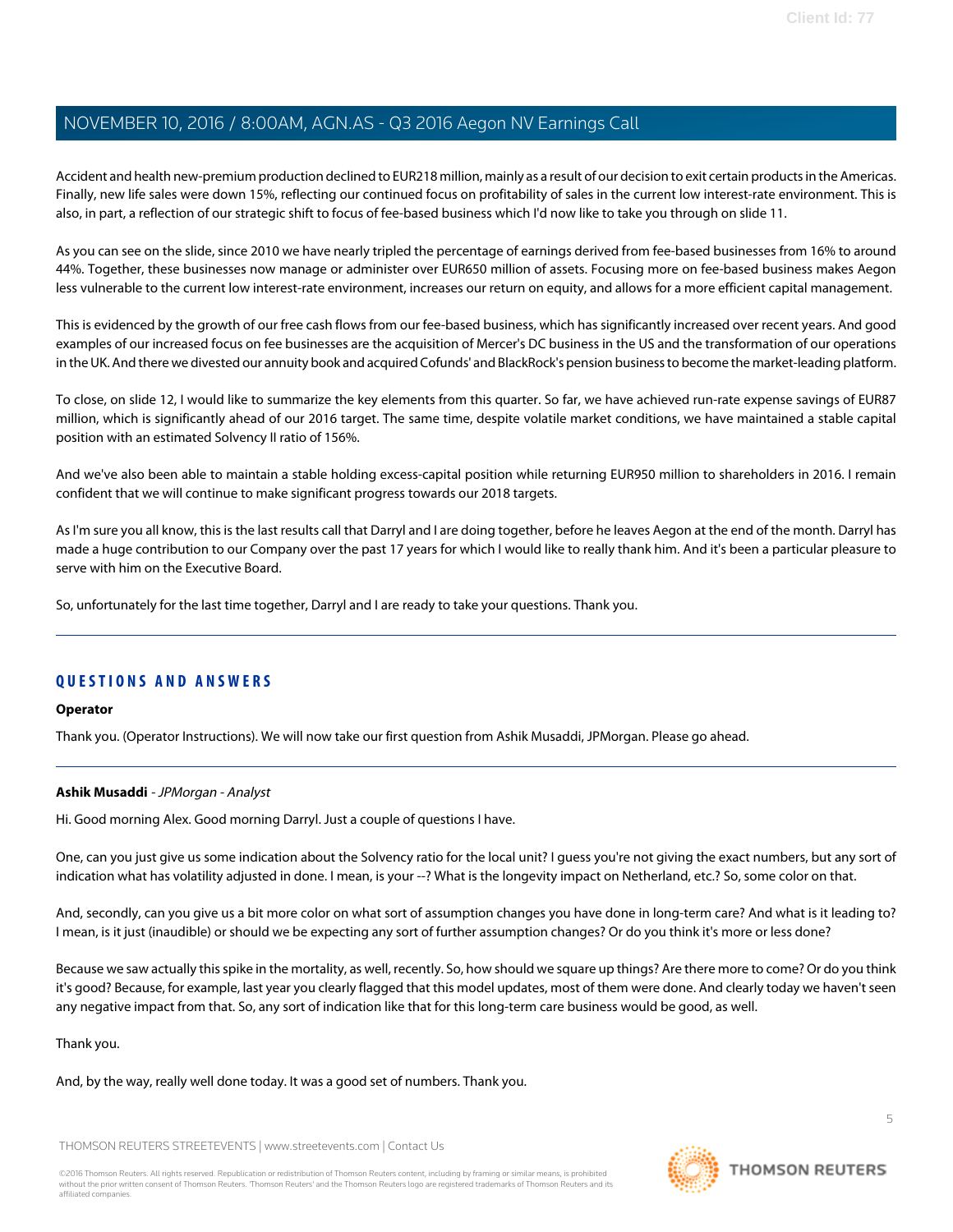Accident and health new-premium production declined to EUR218 million, mainly as a result of our decision to exit certain products in the Americas. Finally, new life sales were down 15%, reflecting our continued focus on profitability of sales in the current low interest-rate environment. This is also, in part, a reflection of our strategic shift to focus of fee-based business which I'd now like to take you through on slide 11.

As you can see on the slide, since 2010 we have nearly tripled the percentage of earnings derived from fee-based businesses from 16% to around 44%. Together, these businesses now manage or administer over EUR650 million of assets. Focusing more on fee-based business makes Aegon less vulnerable to the current low interest-rate environment, increases our return on equity, and allows for a more efficient capital management.

This is evidenced by the growth of our free cash flows from our fee-based business, which has significantly increased over recent years. And good examples of our increased focus on fee businesses are the acquisition of Mercer's DC business in the US and the transformation of our operations in the UK. And there we divested our annuity book and acquired Cofunds' and BlackRock's pension business to become the market-leading platform.

To close, on slide 12, I would like to summarize the key elements from this quarter. So far, we have achieved run-rate expense savings of EUR87 million, which is significantly ahead of our 2016 target. The same time, despite volatile market conditions, we have maintained a stable capital position with an estimated Solvency II ratio of 156%.

And we've also been able to maintain a stable holding excess-capital position while returning EUR950 million to shareholders in 2016. I remain confident that we will continue to make significant progress towards our 2018 targets.

As I'm sure you all know, this is the last results call that Darryl and I are doing together, before he leaves Aegon at the end of the month. Darryl has made a huge contribution to our Company over the past 17 years for which I would like to really thank him. And it's been a particular pleasure to serve with him on the Executive Board.

So, unfortunately for the last time together, Darryl and I are ready to take your questions. Thank you.

---

## QUESTIONS AND ANSWERS

**Operator**

Thank you. (Operator Instructions). We will now take our first question from Ashik Musaddi, JPMorgan. Please go ahead.

---

**Ashik Musaddi** - *JPMorgan - Analyst*

Hi. Good morning Alex. Good morning Darryl. Just a couple of questions I have.

One, can you just give us some indication about the Solvency ratio for the local unit? I guess you're not giving the exact numbers, but any sort of indication what has volatility adjusted in done. I mean, is your --? What is the longevity impact on Netherland, etc.? So, some color on that.

And, secondly, can you give us a bit more color on what sort of assumption changes you have done in long-term care? And what is it leading to? I mean, is it just (inaudible) or should we be expecting any sort of further assumption changes? Or do you think it's more or less done?

Because we saw actually this spike in the mortality, as well, recently. So, how should we square up things? Are there more to come? Or do you think it's good? Because, for example, last year you clearly flagged that this model updates, most of them were done. And clearly today we haven't seen any negative impact from that. So, any sort of indication like that for this long-term care business would be good, as well.

Thank you.

And, by the way, really well done today. It was a good set of numbers. Thank you.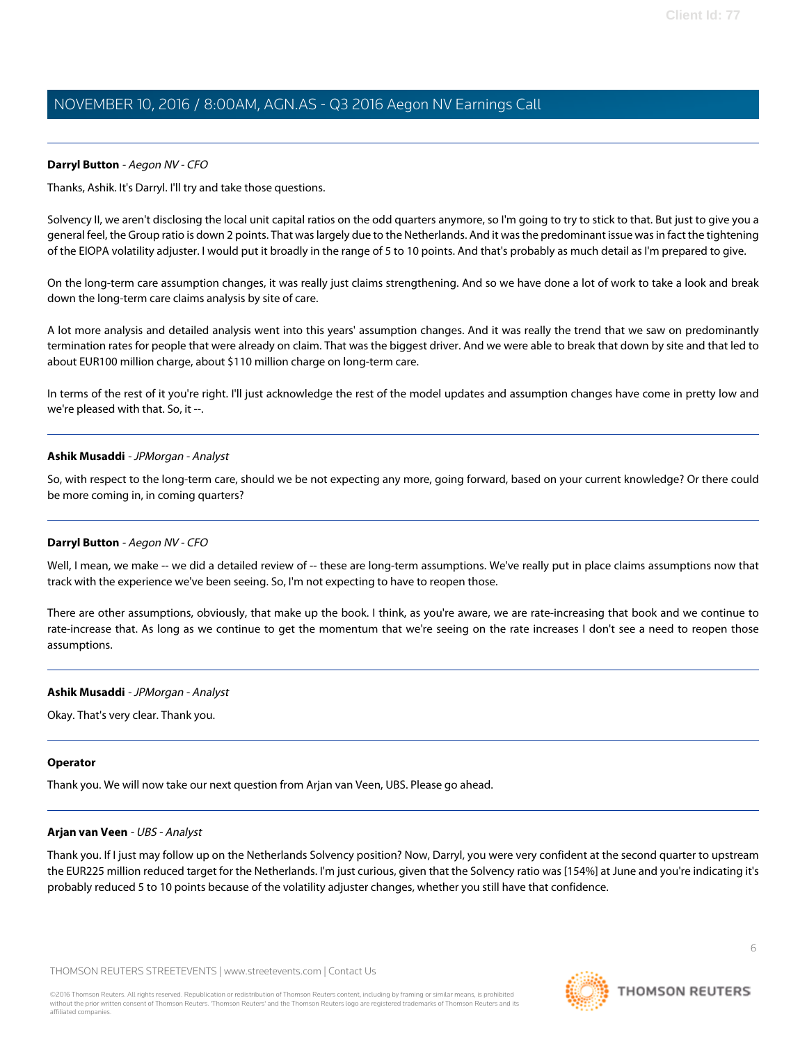**Darryl Button** - *Aegon NV - CFO*

Thanks, Ashik. It's Darryl. I'll try and take those questions.

Solvency II, we aren't disclosing the local unit capital ratios on the odd quarters anymore, so I'm going to try to stick to that. But just to give you a general feel, the Group ratio is down 2 points. That was largely due to the Netherlands. And it was the predominant issue was in fact the tightening of the EIOPA volatility adjuster. I would put it broadly in the range of 5 to 10 points. And that's probably as much detail as I'm prepared to give.

On the long-term care assumption changes, it was really just claims strengthening. And so we have done a lot of work to take a look and break down the long-term care claims analysis by site of care.

A lot more analysis and detailed analysis went into this years' assumption changes. And it was really the trend that we saw on predominantly termination rates for people that were already on claim. That was the biggest driver. And we were able to break that down by site and that led to about EUR100 million charge, about $110 million charge on long-term care.

In terms of the rest of it you're right. I'll just acknowledge the rest of the model updates and assumption changes have come in pretty low and we're pleased with that. So, it --.

---

**Ashik Musaddi** - *JPMorgan - Analyst*

So, with respect to the long-term care, should we be not expecting any more, going forward, based on your current knowledge? Or there could be more coming in, in coming quarters?

---

**Darryl Button** - *Aegon NV - CFO*

Well, I mean, we make -- we did a detailed review of -- these are long-term assumptions. We've really put in place claims assumptions now that track with the experience we've been seeing. So, I'm not expecting to have to reopen those.

There are other assumptions, obviously, that make up the book. I think, as you're aware, we are rate-increasing that book and we continue to rate-increase that. As long as we continue to get the momentum that we're seeing on the rate increases I don't see a need to reopen those assumptions.

---

**Ashik Musaddi** - *JPMorgan - Analyst*

Okay. That's very clear. Thank you.

---

**Operator**

Thank you. We will now take our next question from Arjan van Veen, UBS. Please go ahead.

---

**Arjan van Veen** - *UBS - Analyst*

Thank you. If I just may follow up on the Netherlands Solvency position? Now, Darryl, you were very confident at the second quarter to upstream the EUR225 million reduced target for the Netherlands. I'm just curious, given that the Solvency ratio was [154%] at June and you're indicating it's probably reduced 5 to 10 points because of the volatility adjuster changes, whether you still have that confidence.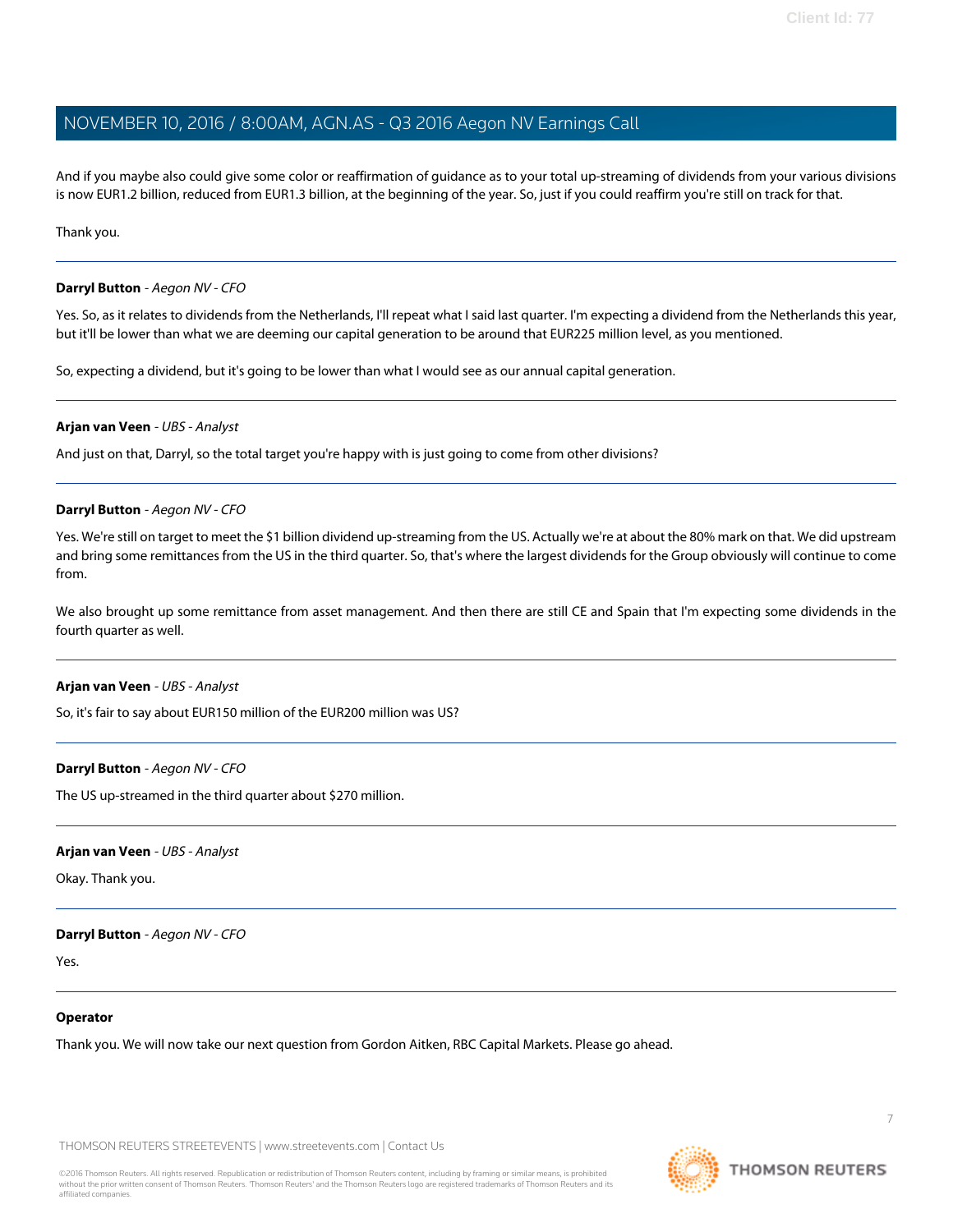And if you maybe also could give some color or reaffirmation of guidance as to your total up-streaming of dividends from your various divisions is now EUR1.2 billion, reduced from EUR1.3 billion, at the beginning of the year. So, just if you could reaffirm you're still on track for that.

Thank you.

---

**Darryl Button** - *Aegon NV - CFO*

Yes. So, as it relates to dividends from the Netherlands, I'll repeat what I said last quarter. I'm expecting a dividend from the Netherlands this year, but it'll be lower than what we are deeming our capital generation to be around that EUR225 million level, as you mentioned.

So, expecting a dividend, but it's going to be lower than what I would see as our annual capital generation.

---

**Arjan van Veen** - *UBS - Analyst*

And just on that, Darryl, so the total target you're happy with is just going to come from other divisions?

---

**Darryl Button** - *Aegon NV - CFO*

Yes. We're still on target to meet the $1 billion dividend up-streaming from the US. Actually we're at about the 80% mark on that. We did upstream and bring some remittances from the US in the third quarter. So, that's where the largest dividends for the Group obviously will continue to come from.

We also brought up some remittance from asset management. And then there are still CE and Spain that I'm expecting some dividends in the fourth quarter as well.

---

**Arjan van Veen** - *UBS - Analyst*

So, it's fair to say about EUR150 million of the EUR200 million was US?

---

**Darryl Button** - *Aegon NV - CFO*

The US up-streamed in the third quarter about $270 million.

---

**Arjan van Veen** - *UBS - Analyst*

Okay. Thank you.

---

**Darryl Button** - *Aegon NV - CFO*

Yes.

---

**Operator**

Thank you. We will now take our next question from Gordon Aitken, RBC Capital Markets. Please go ahead.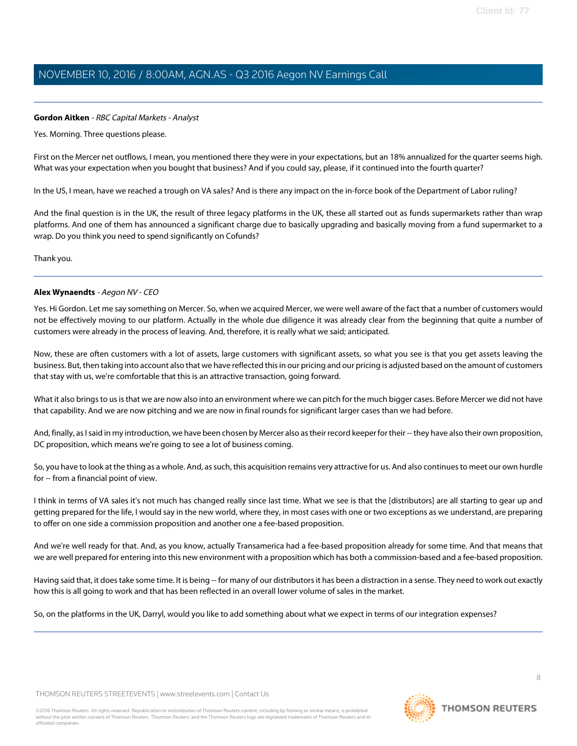**Gordon Aitken** - *RBC Capital Markets - Analyst*

Yes. Morning. Three questions please.

First on the Mercer net outflows, I mean, you mentioned there they were in your expectations, but an 18% annualized for the quarter seems high. What was your expectation when you bought that business? And if you could say, please, if it continued into the fourth quarter?

In the US, I mean, have we reached a trough on VA sales? And is there any impact on the in-force book of the Department of Labor ruling?

And the final question is in the UK, the result of three legacy platforms in the UK, these all started out as funds supermarkets rather than wrap platforms. And one of them has announced a significant charge due to basically upgrading and basically moving from a fund supermarket to a wrap. Do you think you need to spend significantly on Cofunds?

Thank you.

---

**Alex Wynaendts** - *Aegon NV - CEO*

Yes. Hi Gordon. Let me say something on Mercer. So, when we acquired Mercer, we were well aware of the fact that a number of customers would not be effectively moving to our platform. Actually in the whole due diligence it was already clear from the beginning that quite a number of customers were already in the process of leaving. And, therefore, it is really what we said; anticipated.

Now, these are often customers with a lot of assets, large customers with significant assets, so what you see is that you get assets leaving the business. But, then taking into account also that we have reflected this in our pricing and our pricing is adjusted based on the amount of customers that stay with us, we're comfortable that this is an attractive transaction, going forward.

What it also brings to us is that we are now also into an environment where we can pitch for the much bigger cases. Before Mercer we did not have that capability. And we are now pitching and we are now in final rounds for significant larger cases than we had before.

And, finally, as I said in my introduction, we have been chosen by Mercer also as their record keeper for their -- they have also their own proposition, DC proposition, which means we're going to see a lot of business coming.

So, you have to look at the thing as a whole. And, as such, this acquisition remains very attractive for us. And also continues to meet our own hurdle for -- from a financial point of view.

I think in terms of VA sales it's not much has changed really since last time. What we see is that the [distributors] are all starting to gear up and getting prepared for the life, I would say in the new world, where they, in most cases with one or two exceptions as we understand, are preparing to offer on one side a commission proposition and another one a fee-based proposition.

And we're well ready for that. And, as you know, actually Transamerica had a fee-based proposition already for some time. And that means that we are well prepared for entering into this new environment with a proposition which has both a commission-based and a fee-based proposition.

Having said that, it does take some time. It is being -- for many of our distributors it has been a distraction in a sense. They need to work out exactly how this is all going to work and that has been reflected in an overall lower volume of sales in the market.

So, on the platforms in the UK, Darryl, would you like to add something about what we expect in terms of our integration expenses?

---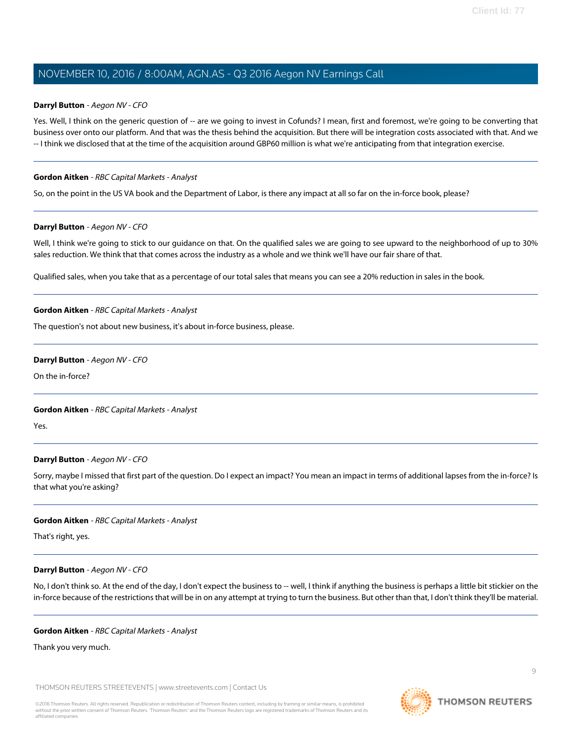**Darryl Button** - *Aegon NV - CFO*

Yes. Well, I think on the generic question of -- are we going to invest in Cofunds? I mean, first and foremost, we're going to be converting that business over onto our platform. And that was the thesis behind the acquisition. But there will be integration costs associated with that. And we -- I think we disclosed that at the time of the acquisition around GBP60 million is what we're anticipating from that integration exercise.

---

**Gordon Aitken** - *RBC Capital Markets - Analyst*

So, on the point in the US VA book and the Department of Labor, is there any impact at all so far on the in-force book, please?

---

**Darryl Button** - *Aegon NV - CFO*

Well, I think we're going to stick to our guidance on that. On the qualified sales we are going to see upward to the neighborhood of up to 30% sales reduction. We think that that comes across the industry as a whole and we think we'll have our fair share of that.

Qualified sales, when you take that as a percentage of our total sales that means you can see a 20% reduction in sales in the book.

---

**Gordon Aitken** - *RBC Capital Markets - Analyst*

The question's not about new business, it's about in-force business, please.

---

**Darryl Button** - *Aegon NV - CFO*

On the in-force?

---

**Gordon Aitken** - *RBC Capital Markets - Analyst*

Yes.

---

**Darryl Button** - *Aegon NV - CFO*

Sorry, maybe I missed that first part of the question. Do I expect an impact? You mean an impact in terms of additional lapses from the in-force? Is that what you're asking?

---

**Gordon Aitken** - *RBC Capital Markets - Analyst*

That's right, yes.

---

**Darryl Button** - *Aegon NV - CFO*

No, I don't think so. At the end of the day, I don't expect the business to -- well, I think if anything the business is perhaps a little bit stickier on the in-force because of the restrictions that will be in on any attempt at trying to turn the business. But other than that, I don't think they'll be material.

---

**Gordon Aitken** - *RBC Capital Markets - Analyst*

Thank you very much.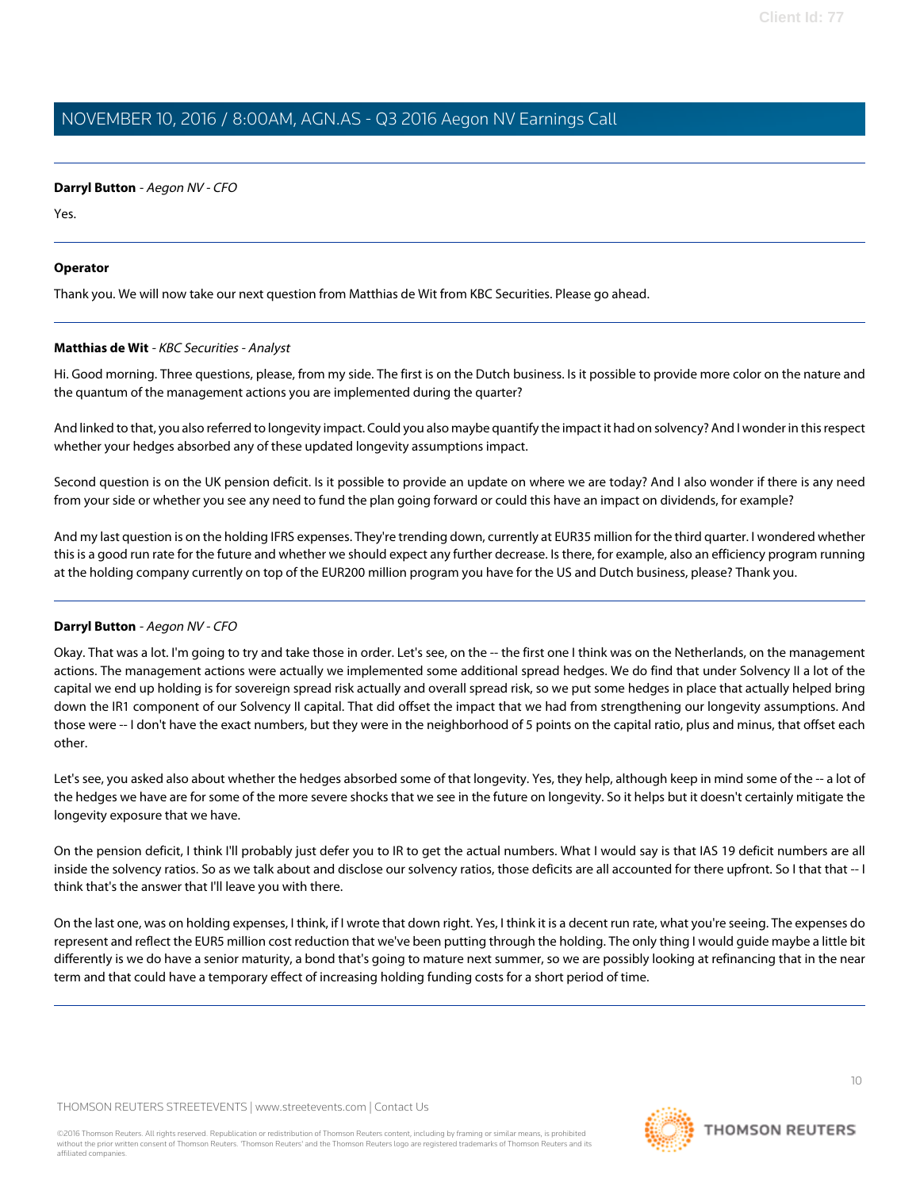**Darryl Button** - *Aegon NV - CFO*

Yes.

---

**Operator**

Thank you. We will now take our next question from Matthias de Wit from KBC Securities. Please go ahead.

---

**Matthias de Wit** - *KBC Securities - Analyst*

Hi. Good morning. Three questions, please, from my side. The first is on the Dutch business. Is it possible to provide more color on the nature and the quantum of the management actions you are implemented during the quarter?

And linked to that, you also referred to longevity impact. Could you also maybe quantify the impact it had on solvency? And I wonder in this respect whether your hedges absorbed any of these updated longevity assumptions impact.

Second question is on the UK pension deficit. Is it possible to provide an update on where we are today? And I also wonder if there is any need from your side or whether you see any need to fund the plan going forward or could this have an impact on dividends, for example?

And my last question is on the holding IFRS expenses. They're trending down, currently at EUR35 million for the third quarter. I wondered whether this is a good run rate for the future and whether we should expect any further decrease. Is there, for example, also an efficiency program running at the holding company currently on top of the EUR200 million program you have for the US and Dutch business, please? Thank you.

---

**Darryl Button** - *Aegon NV - CFO*

Okay. That was a lot. I'm going to try and take those in order. Let's see, on the -- the first one I think was on the Netherlands, on the management actions. The management actions were actually we implemented some additional spread hedges. We do find that under Solvency II a lot of the capital we end up holding is for sovereign spread risk actually and overall spread risk, so we put some hedges in place that actually helped bring down the IR1 component of our Solvency II capital. That did offset the impact that we had from strengthening our longevity assumptions. And those were -- I don't have the exact numbers, but they were in the neighborhood of 5 points on the capital ratio, plus and minus, that offset each other.

Let's see, you asked also about whether the hedges absorbed some of that longevity. Yes, they help, although keep in mind some of the -- a lot of the hedges we have are for some of the more severe shocks that we see in the future on longevity. So it helps but it doesn't certainly mitigate the longevity exposure that we have.

On the pension deficit, I think I'll probably just defer you to IR to get the actual numbers. What I would say is that IAS 19 deficit numbers are all inside the solvency ratios. So as we talk about and disclose our solvency ratios, those deficits are all accounted for there upfront. So I that that -- I think that's the answer that I'll leave you with there.

On the last one, was on holding expenses, I think, if I wrote that down right. Yes, I think it is a decent run rate, what you're seeing. The expenses do represent and reflect the EUR5 million cost reduction that we've been putting through the holding. The only thing I would guide maybe a little bit differently is we do have a senior maturity, a bond that's going to mature next summer, so we are possibly looking at refinancing that in the near term and that could have a temporary effect of increasing holding funding costs for a short period of time.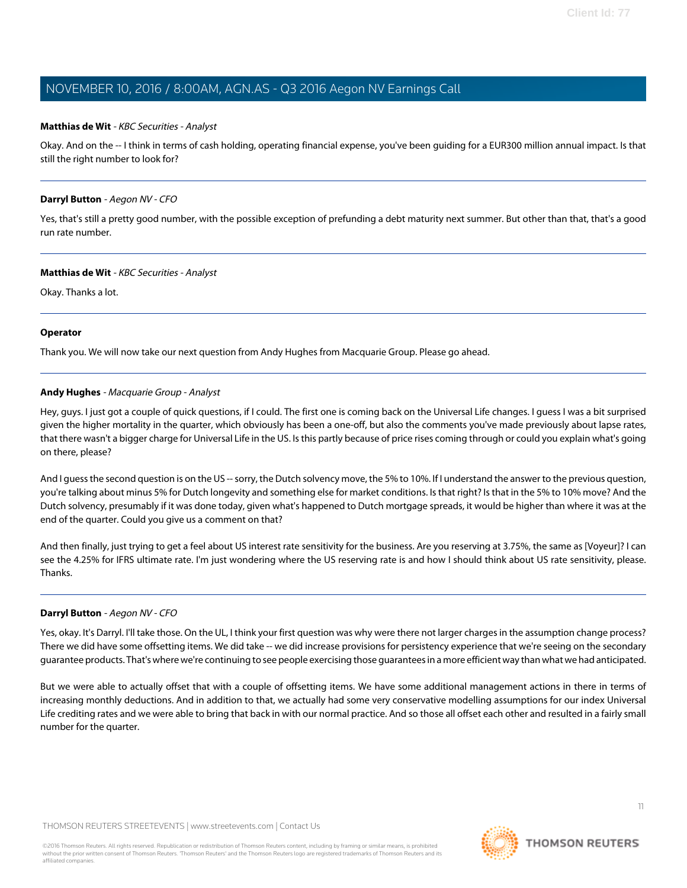**Matthias de Wit** - *KBC Securities - Analyst*

Okay. And on the -- I think in terms of cash holding, operating financial expense, you've been guiding for a EUR300 million annual impact. Is that still the right number to look for?

---

**Darryl Button** - *Aegon NV - CFO*

Yes, that's still a pretty good number, with the possible exception of prefunding a debt maturity next summer. But other than that, that's a good run rate number.

---

**Matthias de Wit** - *KBC Securities - Analyst*

Okay. Thanks a lot.

---

**Operator**

Thank you. We will now take our next question from Andy Hughes from Macquarie Group. Please go ahead.

---

**Andy Hughes** - *Macquarie Group - Analyst*

Hey, guys. I just got a couple of quick questions, if I could. The first one is coming back on the Universal Life changes. I guess I was a bit surprised given the higher mortality in the quarter, which obviously has been a one-off, but also the comments you've made previously about lapse rates, that there wasn't a bigger charge for Universal Life in the US. Is this partly because of price rises coming through or could you explain what's going on there, please?

And I guess the second question is on the US -- sorry, the Dutch solvency move, the 5% to 10%. If I understand the answer to the previous question, you're talking about minus 5% for Dutch longevity and something else for market conditions. Is that right? Is that in the 5% to 10% move? And the Dutch solvency, presumably if it was done today, given what's happened to Dutch mortgage spreads, it would be higher than where it was at the end of the quarter. Could you give us a comment on that?

And then finally, just trying to get a feel about US interest rate sensitivity for the business. Are you reserving at 3.75%, the same as [Voyeur]? I can see the 4.25% for IFRS ultimate rate. I'm just wondering where the US reserving rate is and how I should think about US rate sensitivity, please. Thanks.

---

**Darryl Button** - *Aegon NV - CFO*

Yes, okay. It's Darryl. I'll take those. On the UL, I think your first question was why were there not larger charges in the assumption change process? There we did have some offsetting items. We did take -- we did increase provisions for persistency experience that we're seeing on the secondary guarantee products. That's where we're continuing to see people exercising those guarantees in a more efficient way than what we had anticipated.

But we were able to actually offset that with a couple of offsetting items. We have some additional management actions in there in terms of increasing monthly deductions. And in addition to that, we actually had some very conservative modelling assumptions for our index Universal Life crediting rates and we were able to bring that back in with our normal practice. And so those all offset each other and resulted in a fairly small number for the quarter.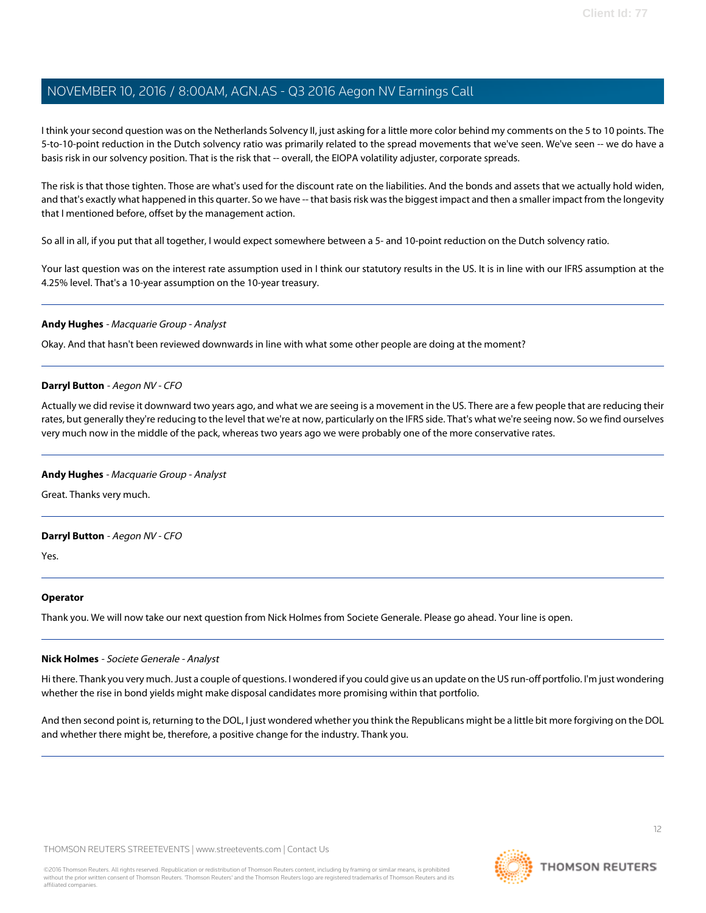I think your second question was on the Netherlands Solvency II, just asking for a little more color behind my comments on the 5 to 10 points. The 5-to-10-point reduction in the Dutch solvency ratio was primarily related to the spread movements that we've seen. We've seen -- we do have a basis risk in our solvency position. That is the risk that -- overall, the EIOPA volatility adjuster, corporate spreads.

The risk is that those tighten. Those are what's used for the discount rate on the liabilities. And the bonds and assets that we actually hold widen, and that's exactly what happened in this quarter. So we have -- that basis risk was the biggest impact and then a smaller impact from the longevity that I mentioned before, offset by the management action.

So all in all, if you put that all together, I would expect somewhere between a 5- and 10-point reduction on the Dutch solvency ratio.

Your last question was on the interest rate assumption used in I think our statutory results in the US. It is in line with our IFRS assumption at the 4.25% level. That's a 10-year assumption on the 10-year treasury.

---

**Andy Hughes** - *Macquarie Group - Analyst*

Okay. And that hasn't been reviewed downwards in line with what some other people are doing at the moment?

---

**Darryl Button** - *Aegon NV - CFO*

Actually we did revise it downward two years ago, and what we are seeing is a movement in the US. There are a few people that are reducing their rates, but generally they're reducing to the level that we're at now, particularly on the IFRS side. That's what we're seeing now. So we find ourselves very much now in the middle of the pack, whereas two years ago we were probably one of the more conservative rates.

---

**Andy Hughes** - *Macquarie Group - Analyst*

Great. Thanks very much.

---

**Darryl Button** - *Aegon NV - CFO*

Yes.

---

**Operator**

Thank you. We will now take our next question from Nick Holmes from Societe Generale. Please go ahead. Your line is open.

---

**Nick Holmes** - *Societe Generale - Analyst*

Hi there. Thank you very much. Just a couple of questions. I wondered if you could give us an update on the US run-off portfolio. I'm just wondering whether the rise in bond yields might make disposal candidates more promising within that portfolio.

And then second point is, returning to the DOL, I just wondered whether you think the Republicans might be a little bit more forgiving on the DOL and whether there might be, therefore, a positive change for the industry. Thank you.

---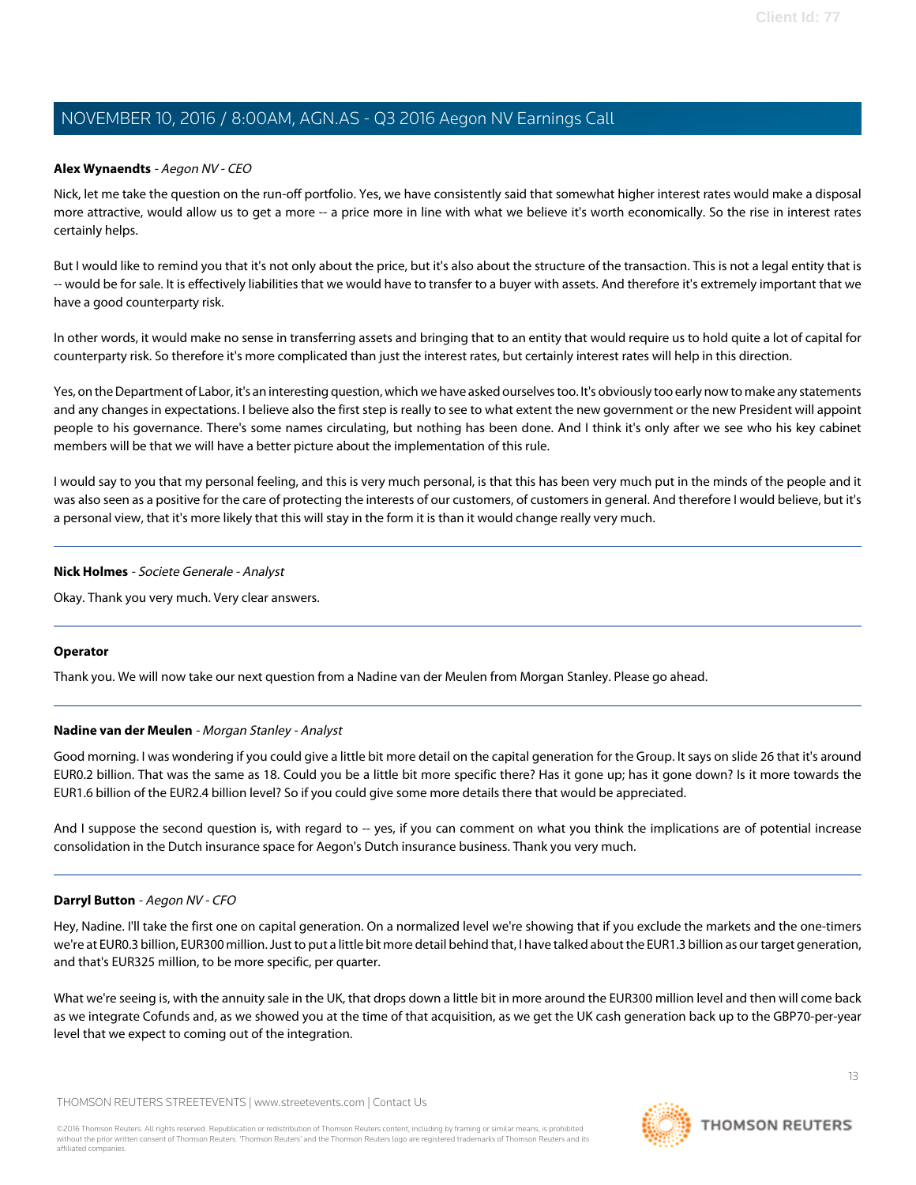**Alex Wynaendts** - *Aegon NV - CEO*

Nick, let me take the question on the run-off portfolio. Yes, we have consistently said that somewhat higher interest rates would make a disposal more attractive, would allow us to get a more -- a price more in line with what we believe it's worth economically. So the rise in interest rates certainly helps.

But I would like to remind you that it's not only about the price, but it's also about the structure of the transaction. This is not a legal entity that is -- would be for sale. It is effectively liabilities that we would have to transfer to a buyer with assets. And therefore it's extremely important that we have a good counterparty risk.

In other words, it would make no sense in transferring assets and bringing that to an entity that would require us to hold quite a lot of capital for counterparty risk. So therefore it's more complicated than just the interest rates, but certainly interest rates will help in this direction.

Yes, on the Department of Labor, it's an interesting question, which we have asked ourselves too. It's obviously too early now to make any statements and any changes in expectations. I believe also the first step is really to see to what extent the new government or the new President will appoint people to his governance. There's some names circulating, but nothing has been done. And I think it's only after we see who his key cabinet members will be that we will have a better picture about the implementation of this rule.

I would say to you that my personal feeling, and this is very much personal, is that this has been very much put in the minds of the people and it was also seen as a positive for the care of protecting the interests of our customers, of customers in general. And therefore I would believe, but it's a personal view, that it's more likely that this will stay in the form it is than it would change really very much.

---

**Nick Holmes** - *Societe Generale - Analyst*

Okay. Thank you very much. Very clear answers.

---

**Operator**

Thank you. We will now take our next question from a Nadine van der Meulen from Morgan Stanley. Please go ahead.

---

**Nadine van der Meulen** - *Morgan Stanley - Analyst*

Good morning. I was wondering if you could give a little bit more detail on the capital generation for the Group. It says on slide 26 that it's around EUR0.2 billion. That was the same as 18. Could you be a little bit more specific there? Has it gone up; has it gone down? Is it more towards the EUR1.6 billion of the EUR2.4 billion level? So if you could give some more details there that would be appreciated.

And I suppose the second question is, with regard to -- yes, if you can comment on what you think the implications are of potential increase consolidation in the Dutch insurance space for Aegon's Dutch insurance business. Thank you very much.

---

**Darryl Button** - *Aegon NV - CFO*

Hey, Nadine. I'll take the first one on capital generation. On a normalized level we're showing that if you exclude the markets and the one-timers we're at EUR0.3 billion, EUR300 million. Just to put a little bit more detail behind that, I have talked about the EUR1.3 billion as our target generation, and that's EUR325 million, to be more specific, per quarter.

What we're seeing is, with the annuity sale in the UK, that drops down a little bit in more around the EUR300 million level and then will come back as we integrate Cofunds and, as we showed you at the time of that acquisition, as we get the UK cash generation back up to the GBP70-per-year level that we expect to coming out of the integration.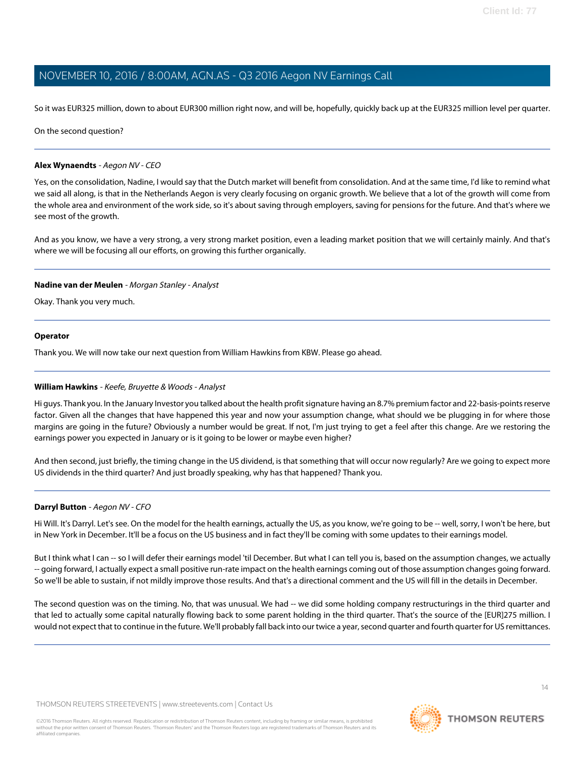So it was EUR325 million, down to about EUR300 million right now, and will be, hopefully, quickly back up at the EUR325 million level per quarter.

On the second question?

---

**Alex Wynaendts** - *Aegon NV - CEO*

Yes, on the consolidation, Nadine, I would say that the Dutch market will benefit from consolidation. And at the same time, I'd like to remind what we said all along, is that in the Netherlands Aegon is very clearly focusing on organic growth. We believe that a lot of the growth will come from the whole area and environment of the work side, so it's about saving through employers, saving for pensions for the future. And that's where we see most of the growth.

And as you know, we have a very strong, a very strong market position, even a leading market position that we will certainly mainly. And that's where we will be focusing all our efforts, on growing this further organically.

---

**Nadine van der Meulen** - *Morgan Stanley - Analyst*

Okay. Thank you very much.

---

**Operator**

Thank you. We will now take our next question from William Hawkins from KBW. Please go ahead.

---

**William Hawkins** - *Keefe, Bruyette & Woods - Analyst*

Hi guys. Thank you. In the January Investor you talked about the health profit signature having an 8.7% premium factor and 22-basis-points reserve factor. Given all the changes that have happened this year and now your assumption change, what should we be plugging in for where those margins are going in the future? Obviously a number would be great. If not, I'm just trying to get a feel after this change. Are we restoring the earnings power you expected in January or is it going to be lower or maybe even higher?

And then second, just briefly, the timing change in the US dividend, is that something that will occur now regularly? Are we going to expect more US dividends in the third quarter? And just broadly speaking, why has that happened? Thank you.

---

**Darryl Button** - *Aegon NV - CFO*

Hi Will. It's Darryl. Let's see. On the model for the health earnings, actually the US, as you know, we're going to be -- well, sorry, I won't be here, but in New York in December. It'll be a focus on the US business and in fact they'll be coming with some updates to their earnings model.

But I think what I can -- so I will defer their earnings model 'til December. But what I can tell you is, based on the assumption changes, we actually -- going forward, I actually expect a small positive run-rate impact on the health earnings coming out of those assumption changes going forward. So we'll be able to sustain, if not mildly improve those results. And that's a directional comment and the US will fill in the details in December.

The second question was on the timing. No, that was unusual. We had -- we did some holding company restructurings in the third quarter and that led to actually some capital naturally flowing back to some parent holding in the third quarter. That's the source of the [EUR]275 million. I would not expect that to continue in the future. We'll probably fall back into our twice a year, second quarter and fourth quarter for US remittances.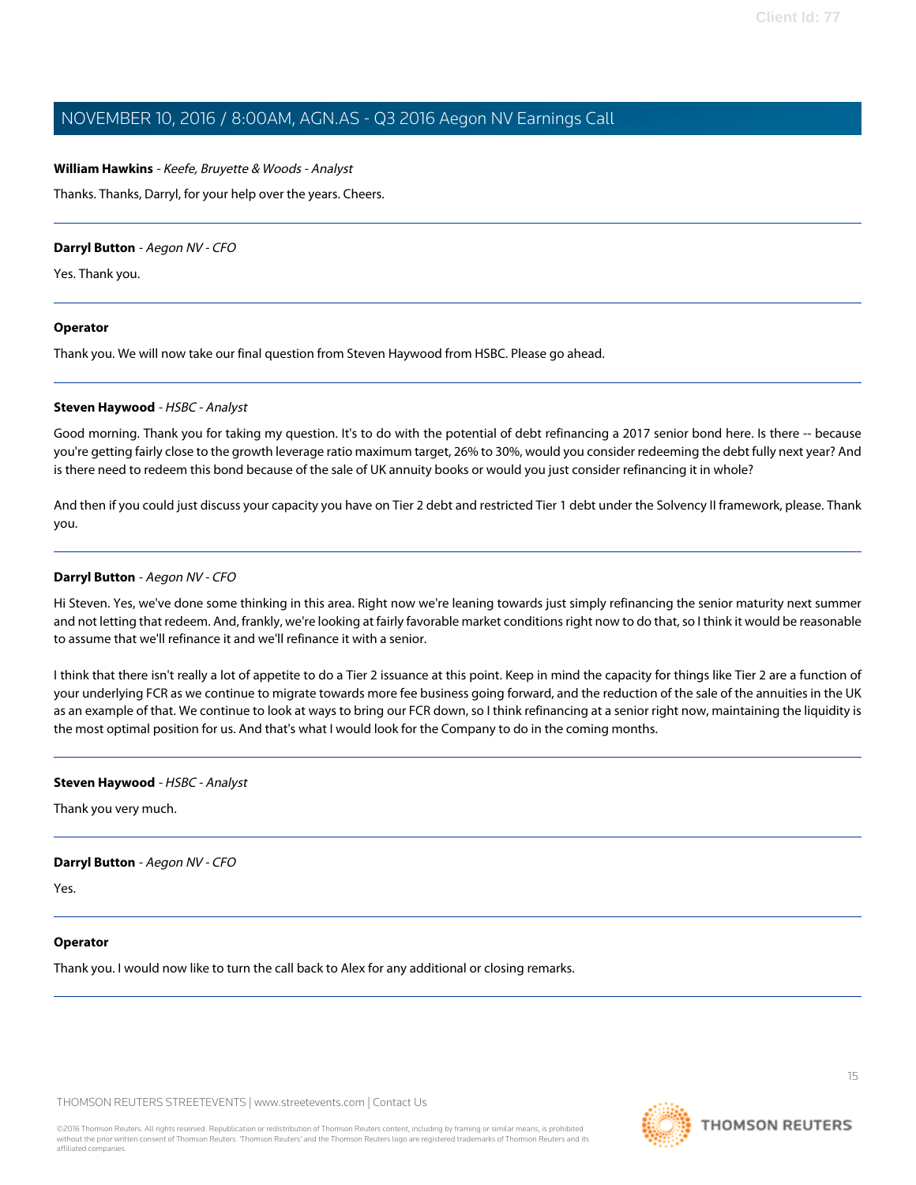**William Hawkins** - *Keefe, Bruyette & Woods - Analyst*

Thanks. Thanks, Darryl, for your help over the years. Cheers.

---

**Darryl Button** - *Aegon NV - CFO*

Yes. Thank you.

---

**Operator**

Thank you. We will now take our final question from Steven Haywood from HSBC. Please go ahead.

---

**Steven Haywood** - *HSBC - Analyst*

Good morning. Thank you for taking my question. It's to do with the potential of debt refinancing a 2017 senior bond here. Is there -- because you're getting fairly close to the growth leverage ratio maximum target, 26% to 30%, would you consider redeeming the debt fully next year? And is there need to redeem this bond because of the sale of UK annuity books or would you just consider refinancing it in whole?

And then if you could just discuss your capacity you have on Tier 2 debt and restricted Tier 1 debt under the Solvency II framework, please. Thank you.

---

**Darryl Button** - *Aegon NV - CFO*

Hi Steven. Yes, we've done some thinking in this area. Right now we're leaning towards just simply refinancing the senior maturity next summer and not letting that redeem. And, frankly, we're looking at fairly favorable market conditions right now to do that, so I think it would be reasonable to assume that we'll refinance it and we'll refinance it with a senior.

I think that there isn't really a lot of appetite to do a Tier 2 issuance at this point. Keep in mind the capacity for things like Tier 2 are a function of your underlying FCR as we continue to migrate towards more fee business going forward, and the reduction of the sale of the annuities in the UK as an example of that. We continue to look at ways to bring our FCR down, so I think refinancing at a senior right now, maintaining the liquidity is the most optimal position for us. And that's what I would look for the Company to do in the coming months.

---

**Steven Haywood** - *HSBC - Analyst*

Thank you very much.

---

**Darryl Button** - *Aegon NV - CFO*

Yes.

---

**Operator**

Thank you. I would now like to turn the call back to Alex for any additional or closing remarks.

---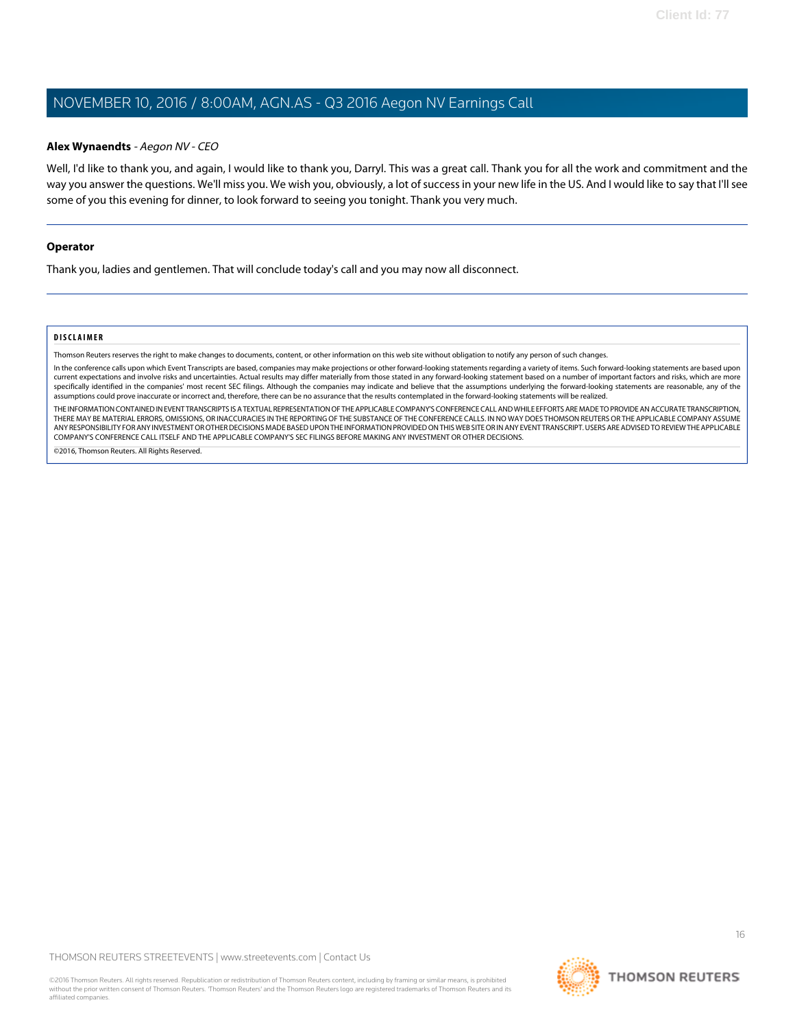**Alex Wynaendts** - *Aegon NV - CEO*

Well, I'd like to thank you, and again, I would like to thank you, Darryl. This was a great call. Thank you for all the work and commitment and the way you answer the questions. We'll miss you. We wish you, obviously, a lot of success in your new life in the US. And I would like to say that I'll see some of you this evening for dinner, to look forward to seeing you tonight. Thank you very much.

---

**Operator**

Thank you, ladies and gentlemen. That will conclude today's call and you may now all disconnect.

---

**DISCLAIMER**

Thomson Reuters reserves the right to make changes to documents, content, or other information on this web site without obligation to notify any person of such changes.

In the conference calls upon which Event Transcripts are based, companies may make projections or other forward-looking statements regarding a variety of items. Such forward-looking statements are based upon current expectations and involve risks and uncertainties. Actual results may differ materially from those stated in any forward-looking statement based on a number of important factors and risks, which are more specifically identified in the companies' most recent SEC filings. Although the companies may indicate and believe that the assumptions underlying the forward-looking statements are reasonable, any of the assumptions could prove inaccurate or incorrect and, therefore, there can be no assurance that the results contemplated in the forward-looking statements will be realized.

THE INFORMATION CONTAINED IN EVENT TRANSCRIPTS IS A TEXTUAL REPRESENTATION OF THE APPLICABLE COMPANY'S CONFERENCE CALL AND WHILE EFFORTS ARE MADE TO PROVIDE AN ACCURATE TRANSCRIPTION, THERE MAY BE MATERIAL ERRORS, OMISSIONS, OR INACCURACIES IN THE REPORTING OF THE SUBSTANCE OF THE CONFERENCE CALLS. IN NO WAY DOES THOMSON REUTERS OR THE APPLICABLE COMPANY ASSUME ANY RESPONSIBILITY FOR ANY INVESTMENT OR OTHER DECISIONS MADE BASED UPON THE INFORMATION PROVIDED ON THIS WEB SITE OR IN ANY EVENT TRANSCRIPT. USERS ARE ADVISED TO REVIEW THE APPLICABLE COMPANY'S CONFERENCE CALL ITSELF AND THE APPLICABLE COMPANY'S SEC FILINGS BEFORE MAKING ANY INVESTMENT OR OTHER DECISIONS.

©2016, Thomson Reuters. All Rights Reserved.